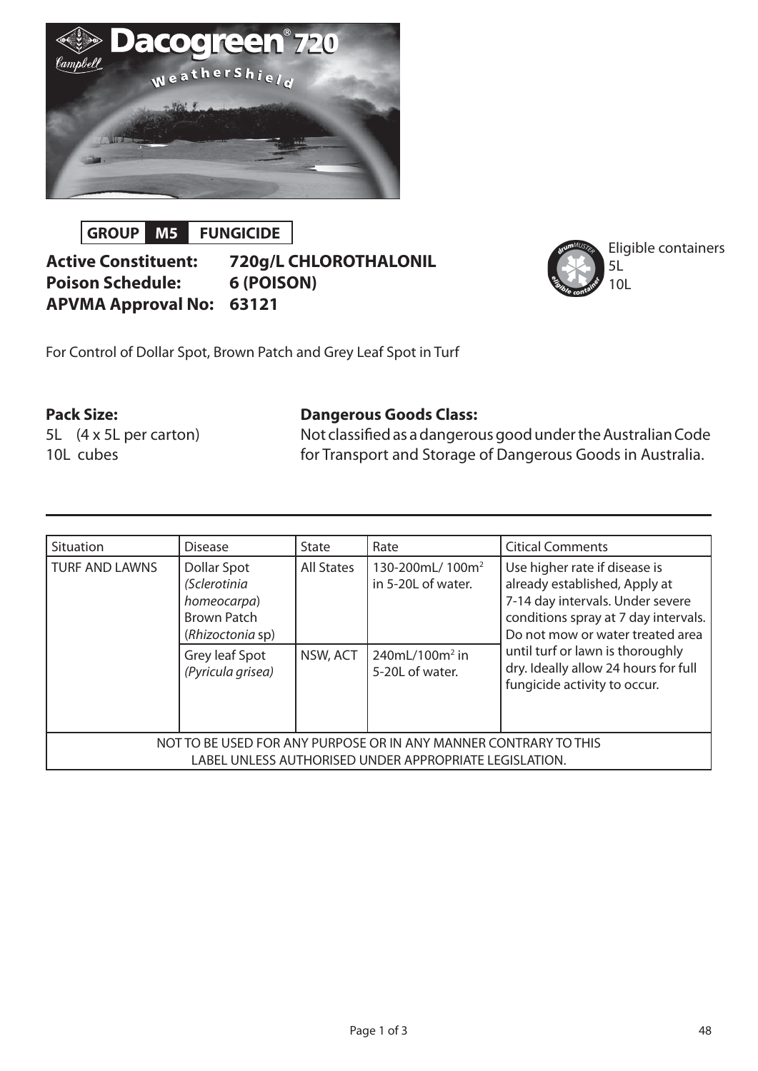# Dacogreen® 720

WeatherShield

**GROUP M5 FUNGICIDE**

**Active Constituent:** **720g/L CHLOROTHALONIL**
**Poison Schedule:** **6 (POISON)**
**APVMA Approval No:** **63121**

Eligible containers
5L
10L

For Control of Dollar Spot, Brown Patch and Grey Leaf Spot in Turf

**Pack Size:**
5L (4 x 5L per carton)
10L cubes

**Dangerous Goods Class:**
Not classified as a dangerous good under the Australian Code for Transport and Storage of Dangerous Goods in Australia.

| Situation | Disease | State | Rate | Citical Comments |
|---|---|---|---|---|
| TURF AND LAWNS | Dollar Spot *(Sclerotinia homeocarpa)* Brown Patch (*Rhizoctonia* sp) | All States | 130-200mL/ 100m$^2$ in 5-20L of water. | Use higher rate if disease is already established, Apply at 7-14 day intervals. Under severe conditions spray at 7 day intervals. Do not mow or water treated area until turf or lawn is thoroughly dry. Ideally allow 24 hours for full fungicide activity to occur. |
| | Grey leaf Spot *(Pyricula grisea)* | NSW, ACT | 240mL/100m$^2$ in 5-20L of water. | |
| NOT TO BE USED FOR ANY PURPOSE OR IN ANY MANNER CONTRARY TO THIS LABEL UNLESS AUTHORISED UNDER APPROPRIATE LEGISLATION. | | | | |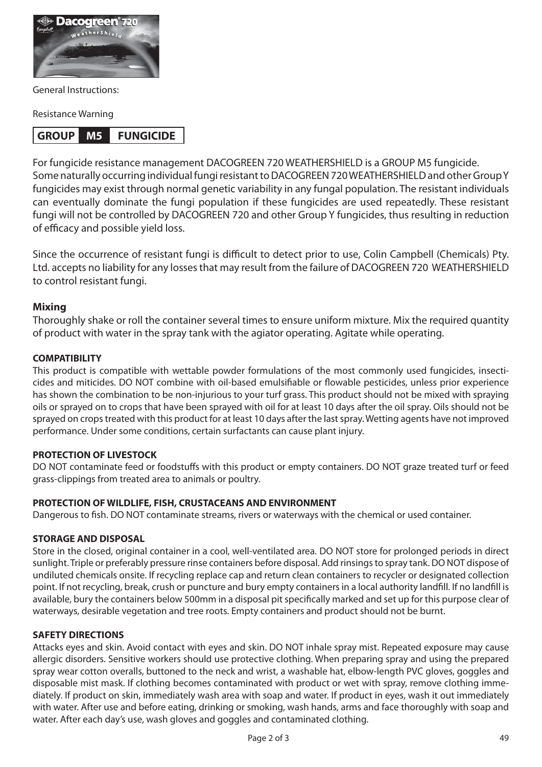General Instructions:

Resistance Warning

| GROUP | M5 | FUNGICIDE |
|---|---|---|

For fungicide resistance management DACOGREEN 720 WEATHERSHIELD is a GROUP M5 fungicide. Some naturally occurring individual fungi resistant to DACOGREEN 720 WEATHERSHIELD and other Group Y fungicides may exist through normal genetic variability in any fungal population. The resistant individuals can eventually dominate the fungi population if these fungicides are used repeatedly. These resistant fungi will not be controlled by DACOGREEN 720 and other Group Y fungicides, thus resulting in reduction of efficacy and possible yield loss.

Since the occurrence of resistant fungi is difficult to detect prior to use, Colin Campbell (Chemicals) Pty. Ltd. accepts no liability for any losses that may result from the failure of DACOGREEN 720 WEATHERSHIELD to control resistant fungi.

### Mixing

Thoroughly shake or roll the container several times to ensure uniform mixture. Mix the required quantity of product with water in the spray tank with the agiator operating. Agitate while operating.

#### COMPATIBILITY

This product is compatible with wettable powder formulations of the most commonly used fungicides, insecticides and miticides. DO NOT combine with oil-based emulsifiable or flowable pesticides, unless prior experience has shown the combination to be non-injurious to your turf grass. This product should not be mixed with spraying oils or sprayed on to crops that have been sprayed with oil for at least 10 days after the oil spray. Oils should not be sprayed on crops treated with this product for at least 10 days after the last spray. Wetting agents have not improved performance. Under some conditions, certain surfactants can cause plant injury.

#### PROTECTION OF LIVESTOCK

DO NOT contaminate feed or foodstuffs with this product or empty containers. DO NOT graze treated turf or feed grass-clippings from treated area to animals or poultry.

#### PROTECTION OF WILDLIFE, FISH, CRUSTACEANS AND ENVIRONMENT

Dangerous to fish. DO NOT contaminate streams, rivers or waterways with the chemical or used container.

#### STORAGE AND DISPOSAL

Store in the closed, original container in a cool, well-ventilated area. DO NOT store for prolonged periods in direct sunlight. Triple or preferably pressure rinse containers before disposal. Add rinsings to spray tank. DO NOT dispose of undiluted chemicals onsite. If recycling replace cap and return clean containers to recycler or designated collection point. If not recycling, break, crush or puncture and bury empty containers in a local authority landfill. If no landfill is available, bury the containers below 500mm in a disposal pit specifically marked and set up for this purpose clear of waterways, desirable vegetation and tree roots. Empty containers and product should not be burnt.

#### SAFETY DIRECTIONS

Attacks eyes and skin. Avoid contact with eyes and skin. DO NOT inhale spray mist. Repeated exposure may cause allergic disorders. Sensitive workers should use protective clothing. When preparing spray and using the prepared spray wear cotton overalls, buttoned to the neck and wrist, a washable hat, elbow-length PVC gloves, goggles and disposable mist mask. If clothing becomes contaminated with product or wet with spray, remove clothing immediately. If product on skin, immediately wash area with soap and water. If product in eyes, wash it out immediately with water. After use and before eating, drinking or smoking, wash hands, arms and face thoroughly with soap and water. After each day's use, wash gloves and goggles and contaminated clothing.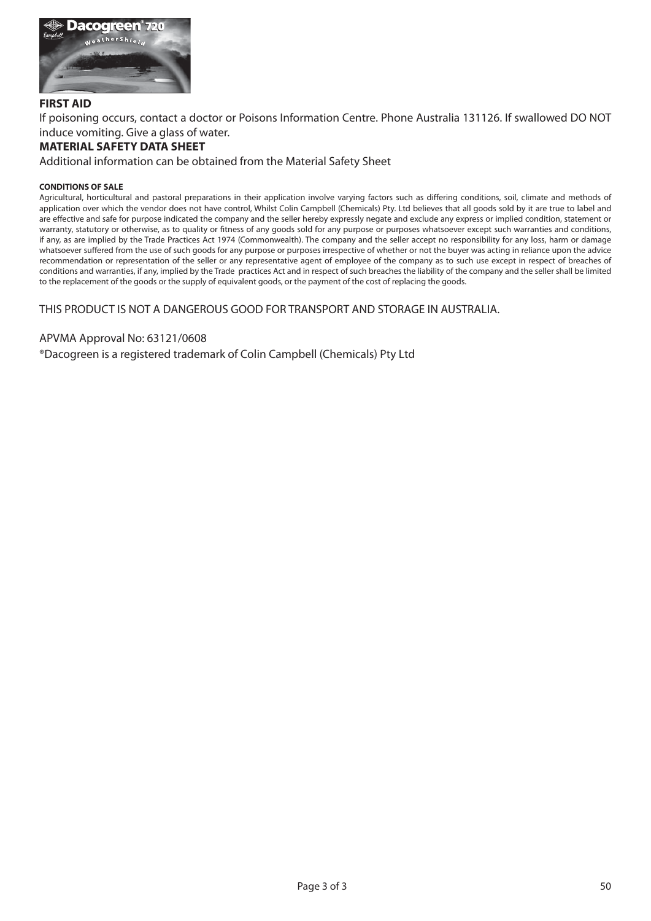## FIRST AID

If poisoning occurs, contact a doctor or Poisons Information Centre. Phone Australia 131126. If swallowed DO NOT induce vomiting. Give a glass of water.

## MATERIAL SAFETY DATA SHEET

Additional information can be obtained from the Material Safety Sheet

#### CONDITIONS OF SALE

Agricultural, horticultural and pastoral preparations in their application involve varying factors such as differing conditions, soil, climate and methods of application over which the vendor does not have control, Whilst Colin Campbell (Chemicals) Pty. Ltd believes that all goods sold by it are true to label and are effective and safe for purpose indicated the company and the seller hereby expressly negate and exclude any express or implied condition, statement or warranty, statutory or otherwise, as to quality or fitness of any goods sold for any purpose or purposes whatsoever except such warranties and conditions, if any, as are implied by the Trade Practices Act 1974 (Commonwealth). The company and the seller accept no responsibility for any loss, harm or damage whatsoever suffered from the use of such goods for any purpose or purposes irrespective of whether or not the buyer was acting in reliance upon the advice recommendation or representation of the seller or any representative agent of employee of the company as to such use except in respect of breaches of conditions and warranties, if any, implied by the Trade practices Act and in respect of such breaches the liability of the company and the seller shall be limited to the replacement of the goods or the supply of equivalent goods, or the payment of the cost of replacing the goods.

THIS PRODUCT IS NOT A DANGEROUS GOOD FOR TRANSPORT AND STORAGE IN AUSTRALIA.

APVMA Approval No: 63121/0608

®Dacogreen is a registered trademark of Colin Campbell (Chemicals) Pty Ltd